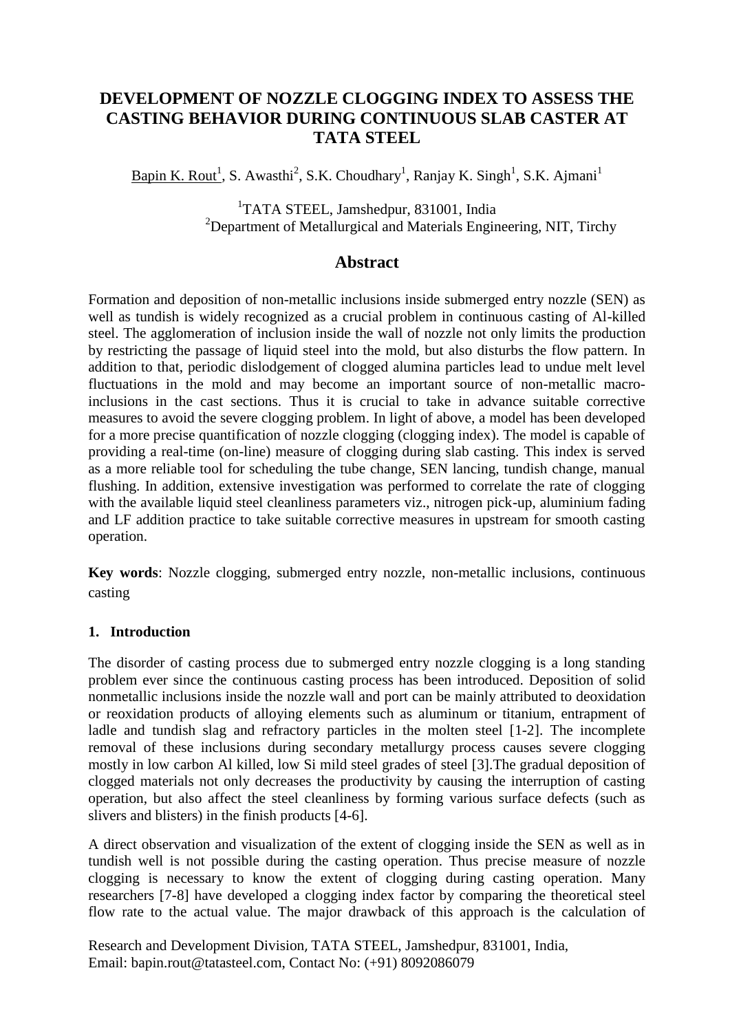# DEVELOPMENT OF NOZZLE CLOGGING INDEX TO ASSESS THE CASTING BEHAVIOR DURING CONTINUOUS SLAB CASTER AT TATA STEEL

Bapin K. Rout[1], S. Awasthi[2], S.K. Choudhary[1], Ranjay K. Singh[1], S.K. Ajmani[1]

[1]TATA STEEL, Jamshedpur, 831001, India
[2]Department of Metallurgical and Materials Engineering, NIT, Tirchy

## Abstract

Formation and deposition of non-metallic inclusions inside submerged entry nozzle (SEN) as well as tundish is widely recognized as a crucial problem in continuous casting of Al-killed steel. The agglomeration of inclusion inside the wall of nozzle not only limits the production by restricting the passage of liquid steel into the mold, but also disturbs the flow pattern. In addition to that, periodic dislodgement of clogged alumina particles lead to undue melt level fluctuations in the mold and may become an important source of non-metallic macro-inclusions in the cast sections. Thus it is crucial to take in advance suitable corrective measures to avoid the severe clogging problem. In light of above, a model has been developed for a more precise quantification of nozzle clogging (clogging index). The model is capable of providing a real-time (on-line) measure of clogging during slab casting. This index is served as a more reliable tool for scheduling the tube change, SEN lancing, tundish change, manual flushing. In addition, extensive investigation was performed to correlate the rate of clogging with the available liquid steel cleanliness parameters viz., nitrogen pick-up, aluminium fading and LF addition practice to take suitable corrective measures in upstream for smooth casting operation.

**Key words**: Nozzle clogging, submerged entry nozzle, non-metallic inclusions, continuous casting

## 1. Introduction

The disorder of casting process due to submerged entry nozzle clogging is a long standing problem ever since the continuous casting process has been introduced. Deposition of solid nonmetallic inclusions inside the nozzle wall and port can be mainly attributed to deoxidation or reoxidation products of alloying elements such as aluminum or titanium, entrapment of ladle and tundish slag and refractory particles in the molten steel [1-2]. The incomplete removal of these inclusions during secondary metallurgy process causes severe clogging mostly in low carbon Al killed, low Si mild steel grades of steel [3].The gradual deposition of clogged materials not only decreases the productivity by causing the interruption of casting operation, but also affect the steel cleanliness by forming various surface defects (such as slivers and blisters) in the finish products [4-6].

A direct observation and visualization of the extent of clogging inside the SEN as well as in tundish well is not possible during the casting operation. Thus precise measure of nozzle clogging is necessary to know the extent of clogging during casting operation. Many researchers [7-8] have developed a clogging index factor by comparing the theoretical steel flow rate to the actual value. The major drawback of this approach is the calculation of

Research and Development Division, TATA STEEL, Jamshedpur, 831001, India,
Email: bapin.rout@tatasteel.com, Contact No: (+91) 8092086079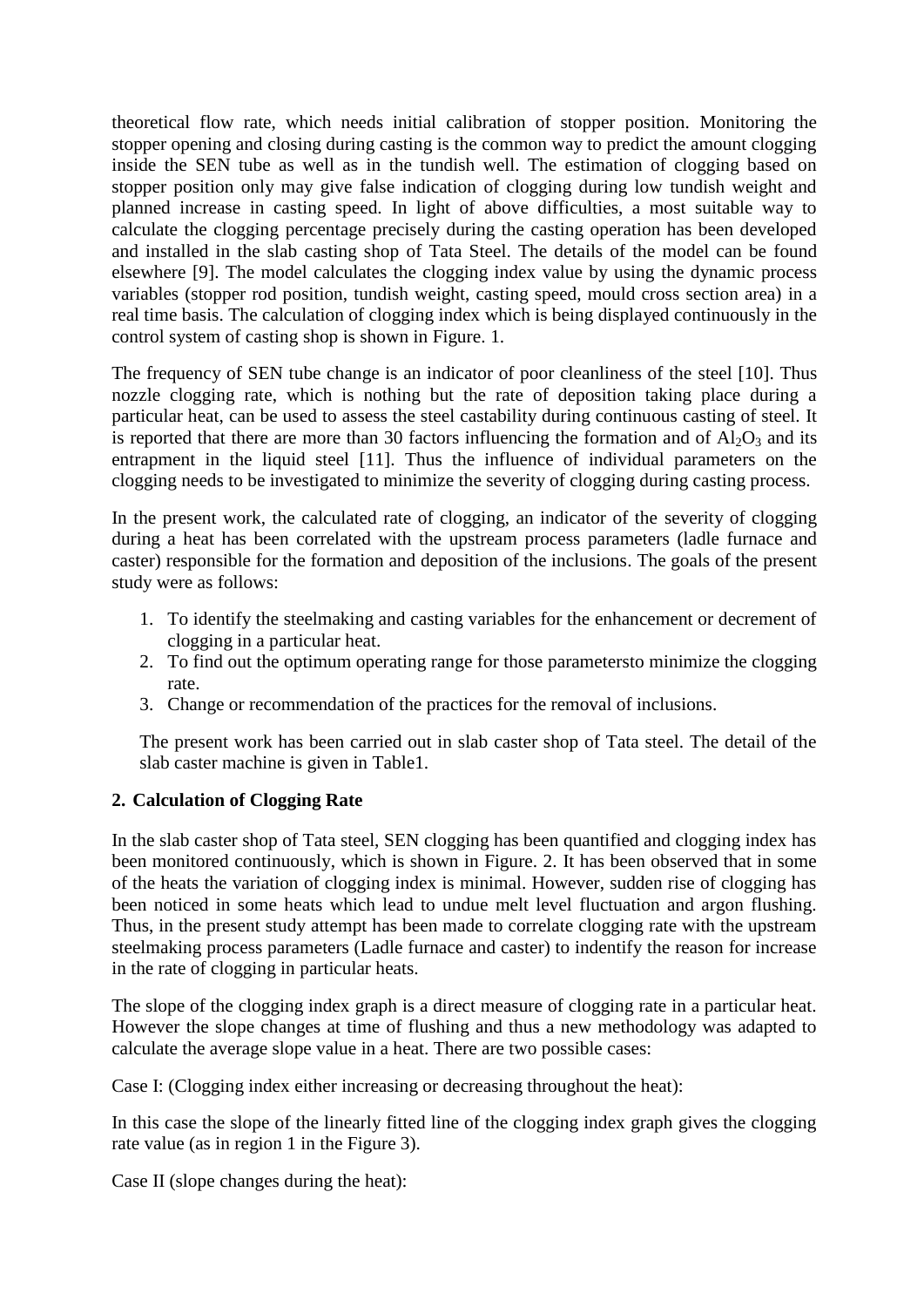theoretical flow rate, which needs initial calibration of stopper position. Monitoring the stopper opening and closing during casting is the common way to predict the amount clogging inside the SEN tube as well as in the tundish well. The estimation of clogging based on stopper position only may give false indication of clogging during low tundish weight and planned increase in casting speed. In light of above difficulties, a most suitable way to calculate the clogging percentage precisely during the casting operation has been developed and installed in the slab casting shop of Tata Steel. The details of the model can be found elsewhere [9]. The model calculates the clogging index value by using the dynamic process variables (stopper rod position, tundish weight, casting speed, mould cross section area) in a real time basis. The calculation of clogging index which is being displayed continuously in the control system of casting shop is shown in Figure. 1.

The frequency of SEN tube change is an indicator of poor cleanliness of the steel [10]. Thus nozzle clogging rate, which is nothing but the rate of deposition taking place during a particular heat, can be used to assess the steel castability during continuous casting of steel. It is reported that there are more than 30 factors influencing the formation and of $Al_2O_3$ and its entrapment in the liquid steel [11]. Thus the influence of individual parameters on the clogging needs to be investigated to minimize the severity of clogging during casting process.

In the present work, the calculated rate of clogging, an indicator of the severity of clogging during a heat has been correlated with the upstream process parameters (ladle furnace and caster) responsible for the formation and deposition of the inclusions. The goals of the present study were as follows:

1. To identify the steelmaking and casting variables for the enhancement or decrement of clogging in a particular heat.
2. To find out the optimum operating range for those parametersto minimize the clogging rate.
3. Change or recommendation of the practices for the removal of inclusions.

The present work has been carried out in slab caster shop of Tata steel. The detail of the slab caster machine is given in Table1.

## 2. Calculation of Clogging Rate

In the slab caster shop of Tata steel, SEN clogging has been quantified and clogging index has been monitored continuously, which is shown in Figure. 2. It has been observed that in some of the heats the variation of clogging index is minimal. However, sudden rise of clogging has been noticed in some heats which lead to undue melt level fluctuation and argon flushing. Thus, in the present study attempt has been made to correlate clogging rate with the upstream steelmaking process parameters (Ladle furnace and caster) to indentify the reason for increase in the rate of clogging in particular heats.

The slope of the clogging index graph is a direct measure of clogging rate in a particular heat. However the slope changes at time of flushing and thus a new methodology was adapted to calculate the average slope value in a heat. There are two possible cases:

Case I: (Clogging index either increasing or decreasing throughout the heat):

In this case the slope of the linearly fitted line of the clogging index graph gives the clogging rate value (as in region 1 in the Figure 3).

Case II (slope changes during the heat):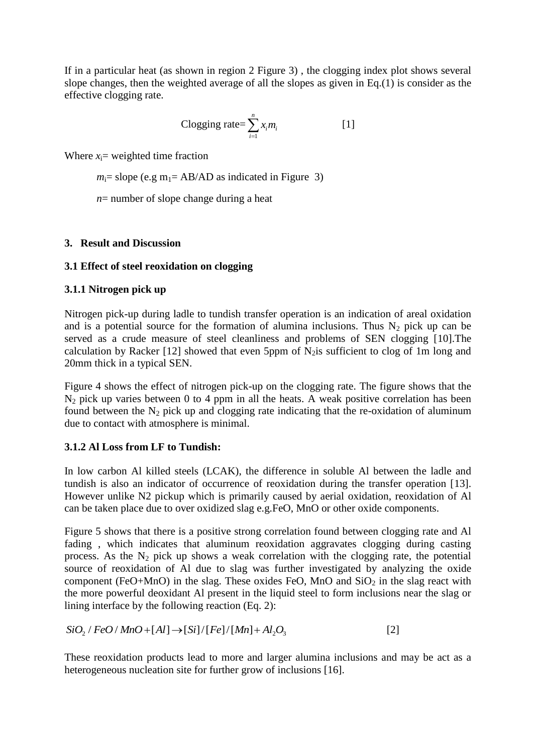If in a particular heat (as shown in region 2 Figure 3) , the clogging index plot shows several slope changes, then the weighted average of all the slopes as given in Eq.(1) is consider as the effective clogging rate.

$$\text{Clogging rate}=\sum_{i=1}^{n} x_i m_i \qquad [1]$$

Where $x_i$= weighted time fraction

$m_i$= slope (e.g $m_1$= AB/AD as indicated in Figure 3)

$n$= number of slope change during a heat

## 3. Result and Discussion

### 3.1 Effect of steel reoxidation on clogging

#### 3.1.1 Nitrogen pick up

Nitrogen pick-up during ladle to tundish transfer operation is an indication of areal oxidation and is a potential source for the formation of alumina inclusions. Thus $N_2$ pick up can be served as a crude measure of steel cleanliness and problems of SEN clogging [10].The calculation by Racker [12] showed that even 5ppm of $N_2$is sufficient to clog of 1m long and 20mm thick in a typical SEN.

Figure 4 shows the effect of nitrogen pick-up on the clogging rate. The figure shows that the $N_2$ pick up varies between 0 to 4 ppm in all the heats. A weak positive correlation has been found between the $N_2$ pick up and clogging rate indicating that the re-oxidation of aluminum due to contact with atmosphere is minimal.

#### 3.1.2 Al Loss from LF to Tundish:

In low carbon Al killed steels (LCAK), the difference in soluble Al between the ladle and tundish is also an indicator of occurrence of reoxidation during the transfer operation [13]. However unlike N2 pickup which is primarily caused by aerial oxidation, reoxidation of Al can be taken place due to over oxidized slag e.g.FeO, MnO or other oxide components.

Figure 5 shows that there is a positive strong correlation found between clogging rate and Al fading , which indicates that aluminum reoxidation aggravates clogging during casting process. As the $N_2$ pick up shows a weak correlation with the clogging rate, the potential source of reoxidation of Al due to slag was further investigated by analyzing the oxide component (FeO+MnO) in the slag. These oxides FeO, MnO and $SiO_2$ in the slag react with the more powerful deoxidant Al present in the liquid steel to form inclusions near the slag or lining interface by the following reaction (Eq. 2):

$$SiO_2 / FeO / MnO + [Al] \rightarrow [Si]/[Fe]/[Mn] + Al_2O_3 \qquad [2]$$

These reoxidation products lead to more and larger alumina inclusions and may be act as a heterogeneous nucleation site for further grow of inclusions [16].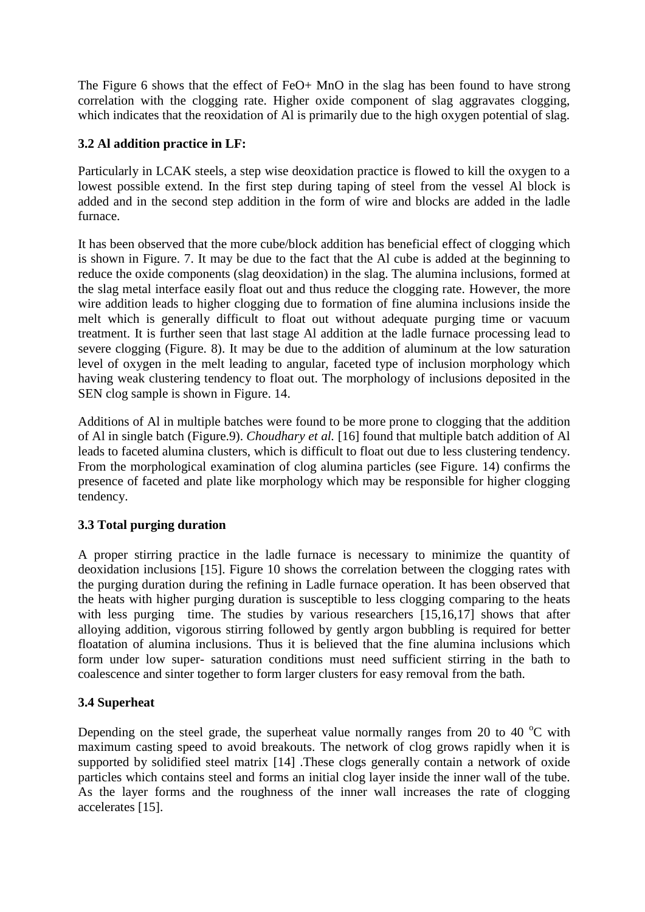The Figure 6 shows that the effect of FeO+ MnO in the slag has been found to have strong correlation with the clogging rate. Higher oxide component of slag aggravates clogging, which indicates that the reoxidation of Al is primarily due to the high oxygen potential of slag.

### 3.2 Al addition practice in LF:

Particularly in LCAK steels, a step wise deoxidation practice is flowed to kill the oxygen to a lowest possible extend. In the first step during taping of steel from the vessel Al block is added and in the second step addition in the form of wire and blocks are added in the ladle furnace.

It has been observed that the more cube/block addition has beneficial effect of clogging which is shown in Figure. 7. It may be due to the fact that the Al cube is added at the beginning to reduce the oxide components (slag deoxidation) in the slag. The alumina inclusions, formed at the slag metal interface easily float out and thus reduce the clogging rate. However, the more wire addition leads to higher clogging due to formation of fine alumina inclusions inside the melt which is generally difficult to float out without adequate purging time or vacuum treatment. It is further seen that last stage Al addition at the ladle furnace processing lead to severe clogging (Figure. 8). It may be due to the addition of aluminum at the low saturation level of oxygen in the melt leading to angular, faceted type of inclusion morphology which having weak clustering tendency to float out. The morphology of inclusions deposited in the SEN clog sample is shown in Figure. 14.

Additions of Al in multiple batches were found to be more prone to clogging that the addition of Al in single batch (Figure.9). *Choudhary et al.* [16] found that multiple batch addition of Al leads to faceted alumina clusters, which is difficult to float out due to less clustering tendency. From the morphological examination of clog alumina particles (see Figure. 14) confirms the presence of faceted and plate like morphology which may be responsible for higher clogging tendency.

### 3.3 Total purging duration

A proper stirring practice in the ladle furnace is necessary to minimize the quantity of deoxidation inclusions [15]. Figure 10 shows the correlation between the clogging rates with the purging duration during the refining in Ladle furnace operation. It has been observed that the heats with higher purging duration is susceptible to less clogging comparing to the heats with less purging time. The studies by various researchers [15,16,17] shows that after alloying addition, vigorous stirring followed by gently argon bubbling is required for better floatation of alumina inclusions. Thus it is believed that the fine alumina inclusions which form under low super- saturation conditions must need sufficient stirring in the bath to coalescence and sinter together to form larger clusters for easy removal from the bath.

### 3.4 Superheat

Depending on the steel grade, the superheat value normally ranges from 20 to 40 $^{o}$C with maximum casting speed to avoid breakouts. The network of clog grows rapidly when it is supported by solidified steel matrix [14] .These clogs generally contain a network of oxide particles which contains steel and forms an initial clog layer inside the inner wall of the tube. As the layer forms and the roughness of the inner wall increases the rate of clogging accelerates [15].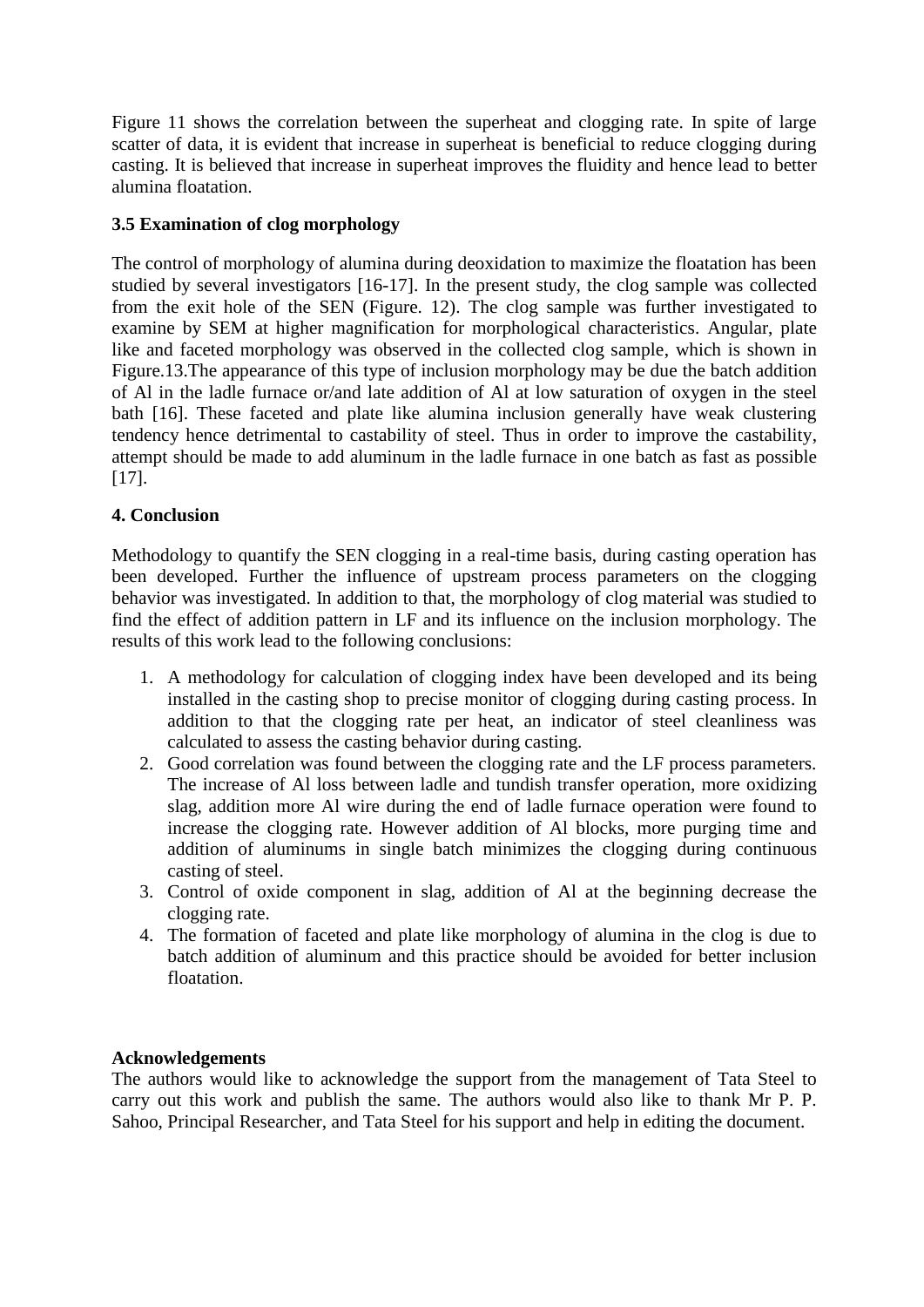Figure 11 shows the correlation between the superheat and clogging rate. In spite of large scatter of data, it is evident that increase in superheat is beneficial to reduce clogging during casting. It is believed that increase in superheat improves the fluidity and hence lead to better alumina floatation.

### 3.5 Examination of clog morphology

The control of morphology of alumina during deoxidation to maximize the floatation has been studied by several investigators [16-17]. In the present study, the clog sample was collected from the exit hole of the SEN (Figure. 12). The clog sample was further investigated to examine by SEM at higher magnification for morphological characteristics. Angular, plate like and faceted morphology was observed in the collected clog sample, which is shown in Figure.13.The appearance of this type of inclusion morphology may be due the batch addition of Al in the ladle furnace or/and late addition of Al at low saturation of oxygen in the steel bath [16]. These faceted and plate like alumina inclusion generally have weak clustering tendency hence detrimental to castability of steel. Thus in order to improve the castability, attempt should be made to add aluminum in the ladle furnace in one batch as fast as possible [17].

## 4. Conclusion

Methodology to quantify the SEN clogging in a real-time basis, during casting operation has been developed. Further the influence of upstream process parameters on the clogging behavior was investigated. In addition to that, the morphology of clog material was studied to find the effect of addition pattern in LF and its influence on the inclusion morphology. The results of this work lead to the following conclusions:

1. A methodology for calculation of clogging index have been developed and its being installed in the casting shop to precise monitor of clogging during casting process. In addition to that the clogging rate per heat, an indicator of steel cleanliness was calculated to assess the casting behavior during casting.
2. Good correlation was found between the clogging rate and the LF process parameters. The increase of Al loss between ladle and tundish transfer operation, more oxidizing slag, addition more Al wire during the end of ladle furnace operation were found to increase the clogging rate. However addition of Al blocks, more purging time and addition of aluminums in single batch minimizes the clogging during continuous casting of steel.
3. Control of oxide component in slag, addition of Al at the beginning decrease the clogging rate.
4. The formation of faceted and plate like morphology of alumina in the clog is due to batch addition of aluminum and this practice should be avoided for better inclusion floatation.

**Acknowledgements**

The authors would like to acknowledge the support from the management of Tata Steel to carry out this work and publish the same. The authors would also like to thank Mr P. P. Sahoo, Principal Researcher, and Tata Steel for his support and help in editing the document.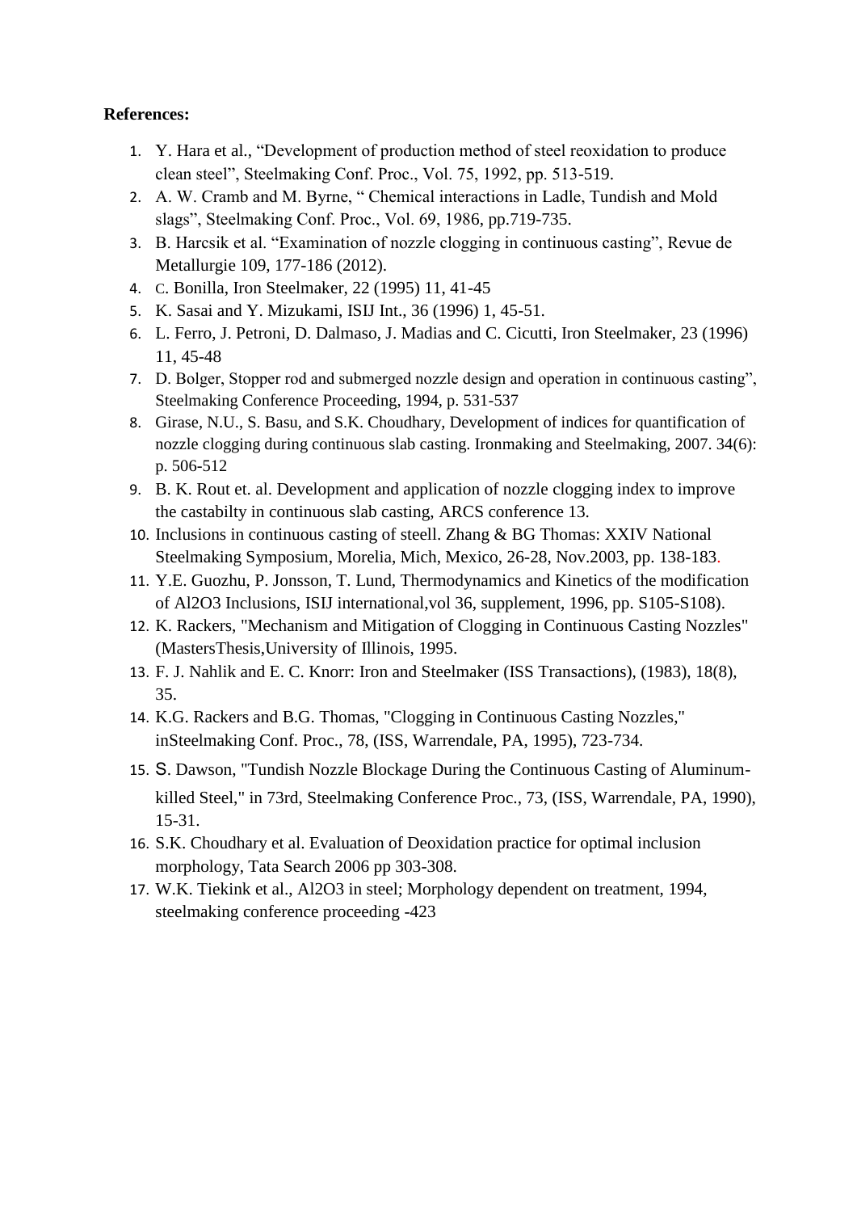**References:**

1. Y. Hara et al., "Development of production method of steel reoxidation to produce clean steel", Steelmaking Conf. Proc., Vol. 75, 1992, pp. 513-519.
2. A. W. Cramb and M. Byrne, " Chemical interactions in Ladle, Tundish and Mold slags", Steelmaking Conf. Proc., Vol. 69, 1986, pp.719-735.
3. B. Harcsik et al. "Examination of nozzle clogging in continuous casting", Revue de Metallurgie 109, 177-186 (2012).
4. C. Bonilla, Iron Steelmaker, 22 (1995) 11, 41-45
5. K. Sasai and Y. Mizukami, ISIJ Int., 36 (1996) 1, 45-51.
6. L. Ferro, J. Petroni, D. Dalmaso, J. Madias and C. Cicutti, Iron Steelmaker, 23 (1996) 11, 45-48
7. D. Bolger, Stopper rod and submerged nozzle design and operation in continuous casting", Steelmaking Conference Proceeding, 1994, p. 531-537
8. Girase, N.U., S. Basu, and S.K. Choudhary, Development of indices for quantification of nozzle clogging during continuous slab casting. Ironmaking and Steelmaking, 2007. 34(6): p. 506-512
9. B. K. Rout et. al. Development and application of nozzle clogging index to improve the castabilty in continuous slab casting, ARCS conference 13.
10. Inclusions in continuous casting of steell. Zhang & BG Thomas: XXIV National Steelmaking Symposium, Morelia, Mich, Mexico, 26-28, Nov.2003, pp. 138-183.
11. Y.E. Guozhu, P. Jonsson, T. Lund, Thermodynamics and Kinetics of the modification of $Al_2O_3$ Inclusions, ISIJ international,vol 36, supplement, 1996, pp. S105-S108).
12. K. Rackers, "Mechanism and Mitigation of Clogging in Continuous Casting Nozzles" (MastersThesis,University of Illinois, 1995.
13. F. J. Nahlik and E. C. Knorr: Iron and Steelmaker (ISS Transactions), (1983), 18(8), 35.
14. K.G. Rackers and B.G. Thomas, "Clogging in Continuous Casting Nozzles," inSteelmaking Conf. Proc., 78, (ISS, Warrendale, PA, 1995), 723-734.
15. S. Dawson, "Tundish Nozzle Blockage During the Continuous Casting of Aluminum-killed Steel," in 73rd, Steelmaking Conference Proc., 73, (ISS, Warrendale, PA, 1990), 15-31.
16. S.K. Choudhary et al. Evaluation of Deoxidation practice for optimal inclusion morphology, Tata Search 2006 pp 303-308.
17. W.K. Tiekink et al., $Al_2O_3$ in steel; Morphology dependent on treatment, 1994, steelmaking conference proceeding -423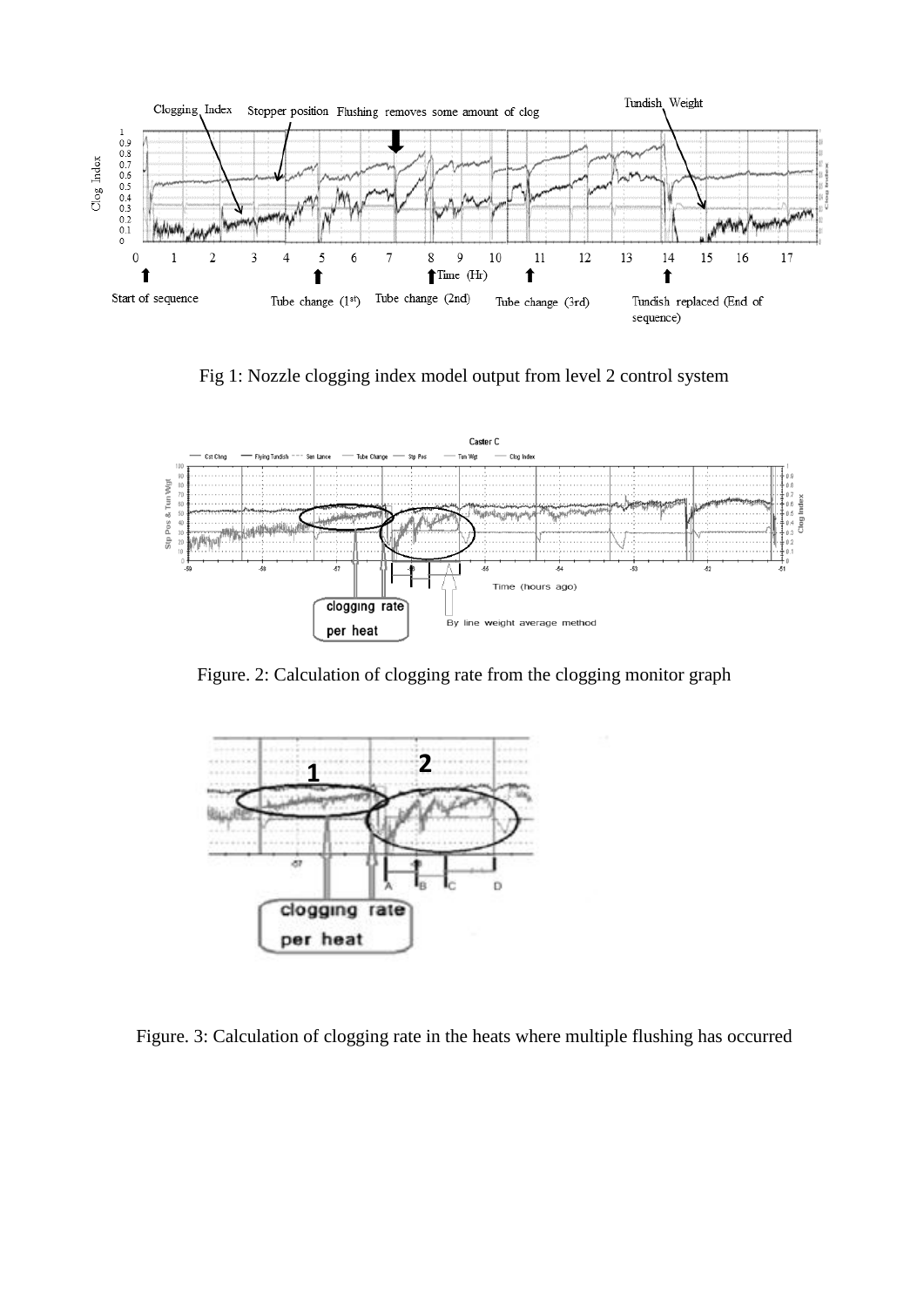Fig 1: Nozzle clogging index model output from level 2 control system

Figure. 2: Calculation of clogging rate from the clogging monitor graph

Figure. 3: Calculation of clogging rate in the heats where multiple flushing has occurred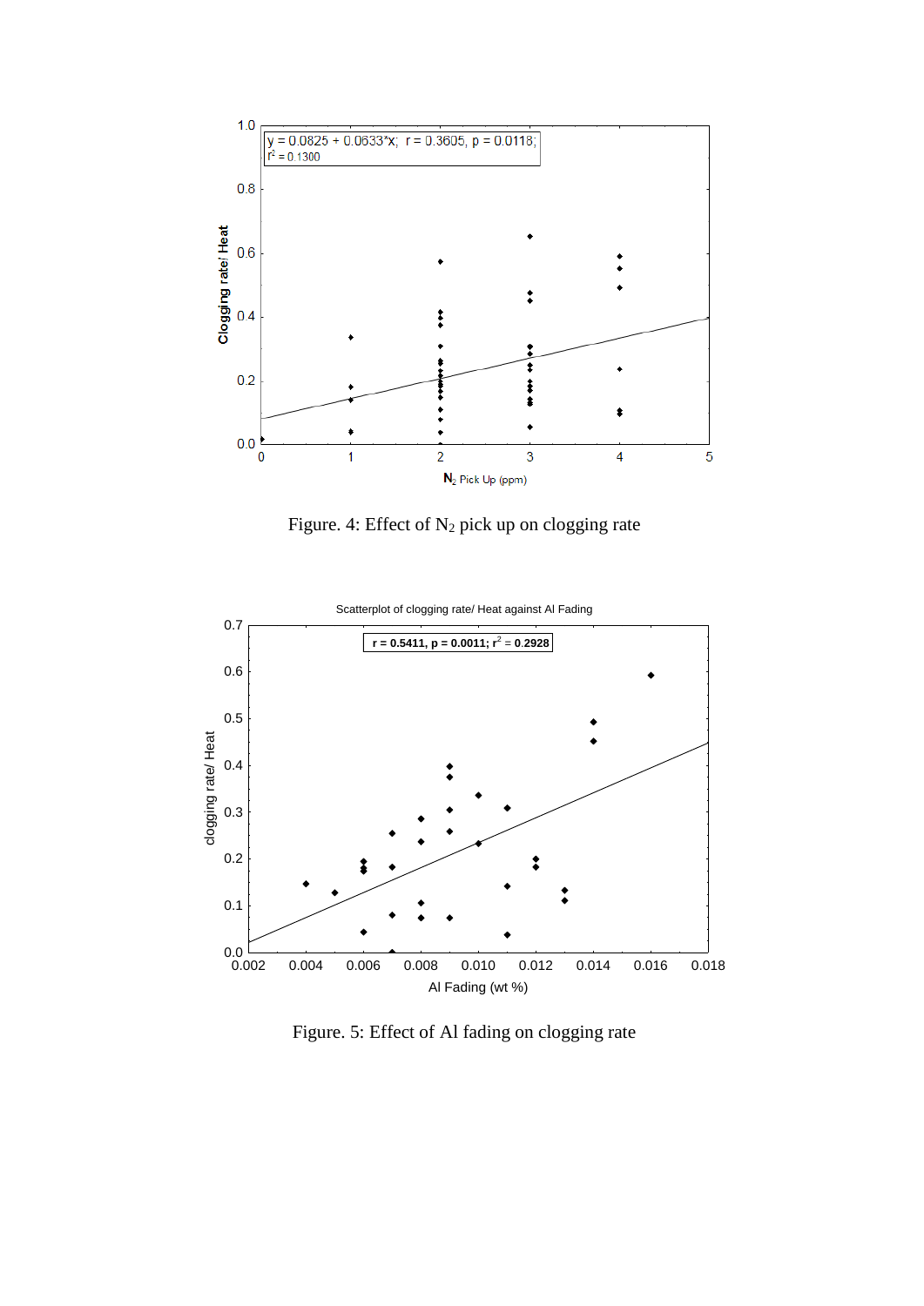Figure. 4: Effect of $N_2$ pick up on clogging rate

Figure. 5: Effect of Al fading on clogging rate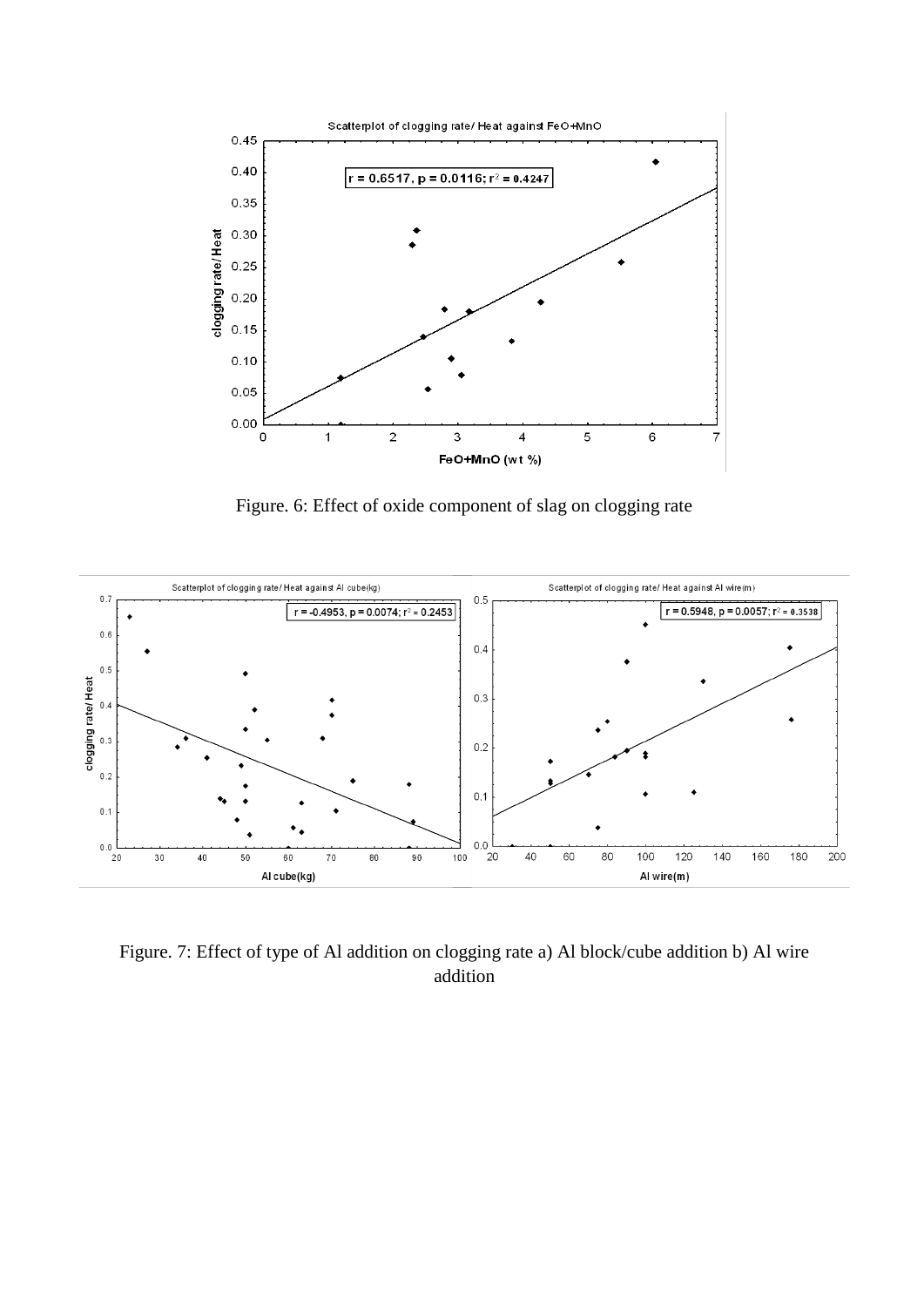Figure. 6: Effect of oxide component of slag on clogging rate

Figure. 7: Effect of type of Al addition on clogging rate a) Al block/cube addition b) Al wire addition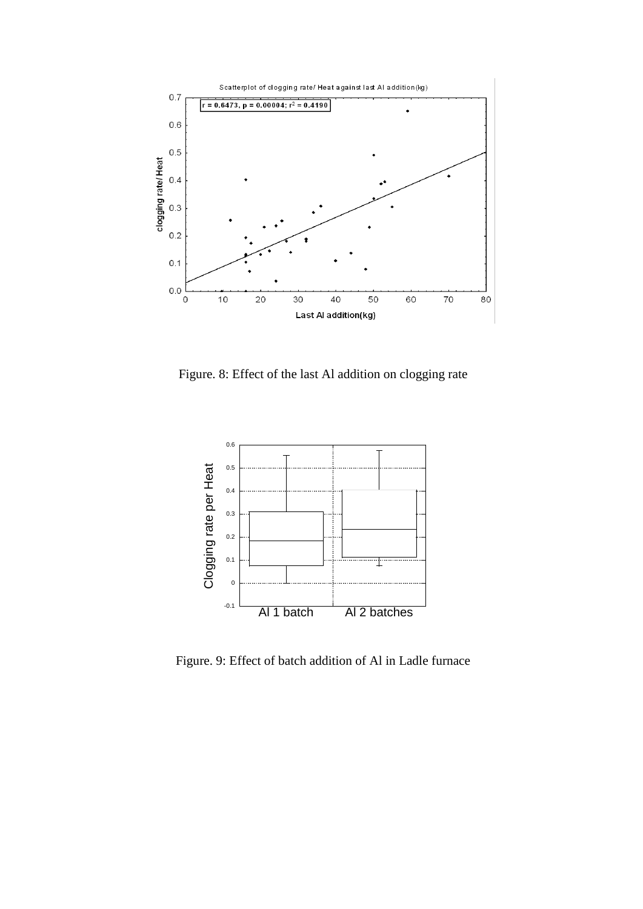Figure. 8: Effect of the last Al addition on clogging rate

Figure. 9: Effect of batch addition of Al in Ladle furnace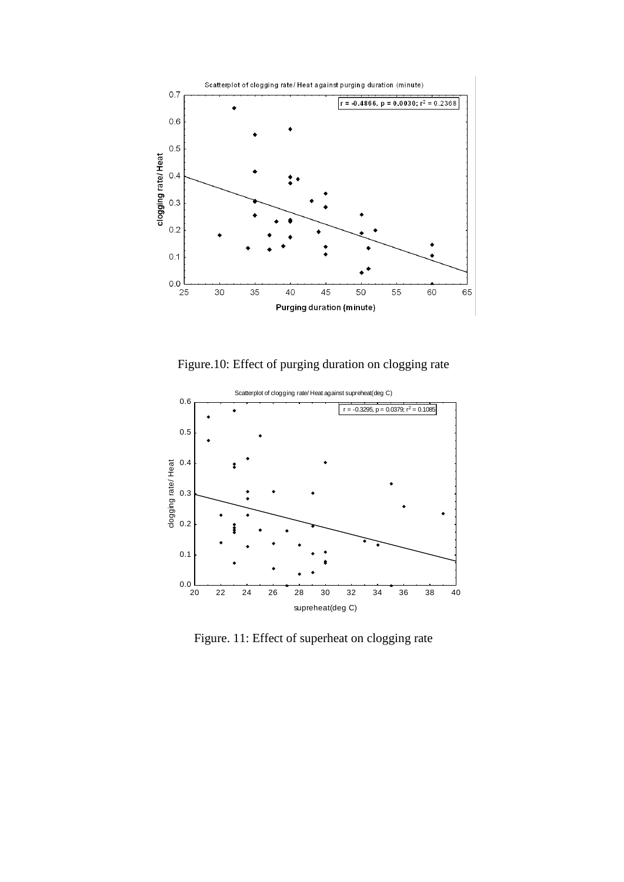Figure.10: Effect of purging duration on clogging rate

Figure. 11: Effect of superheat on clogging rate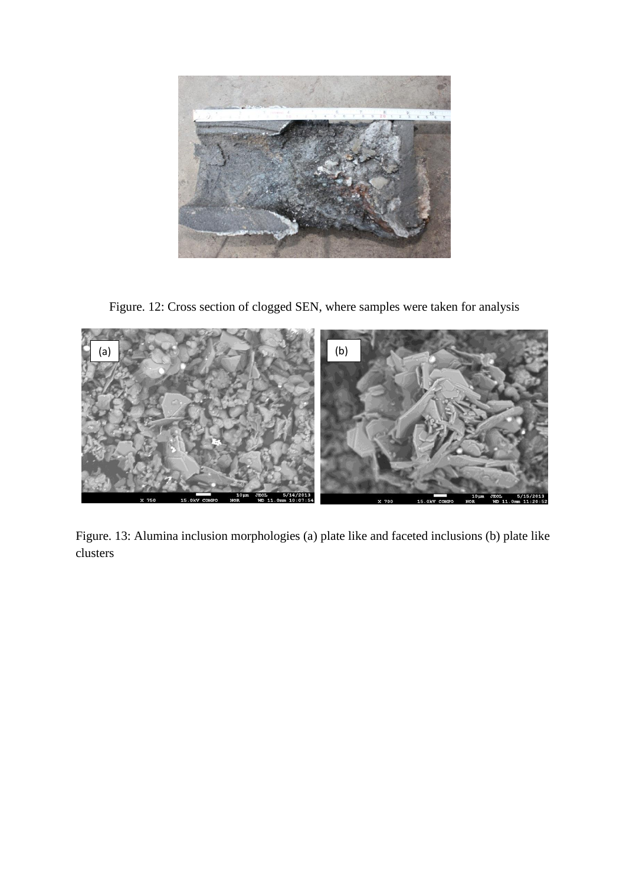Figure. 12: Cross section of clogged SEN, where samples were taken for analysis

Figure. 13: Alumina inclusion morphologies (a) plate like and faceted inclusions (b) plate like clusters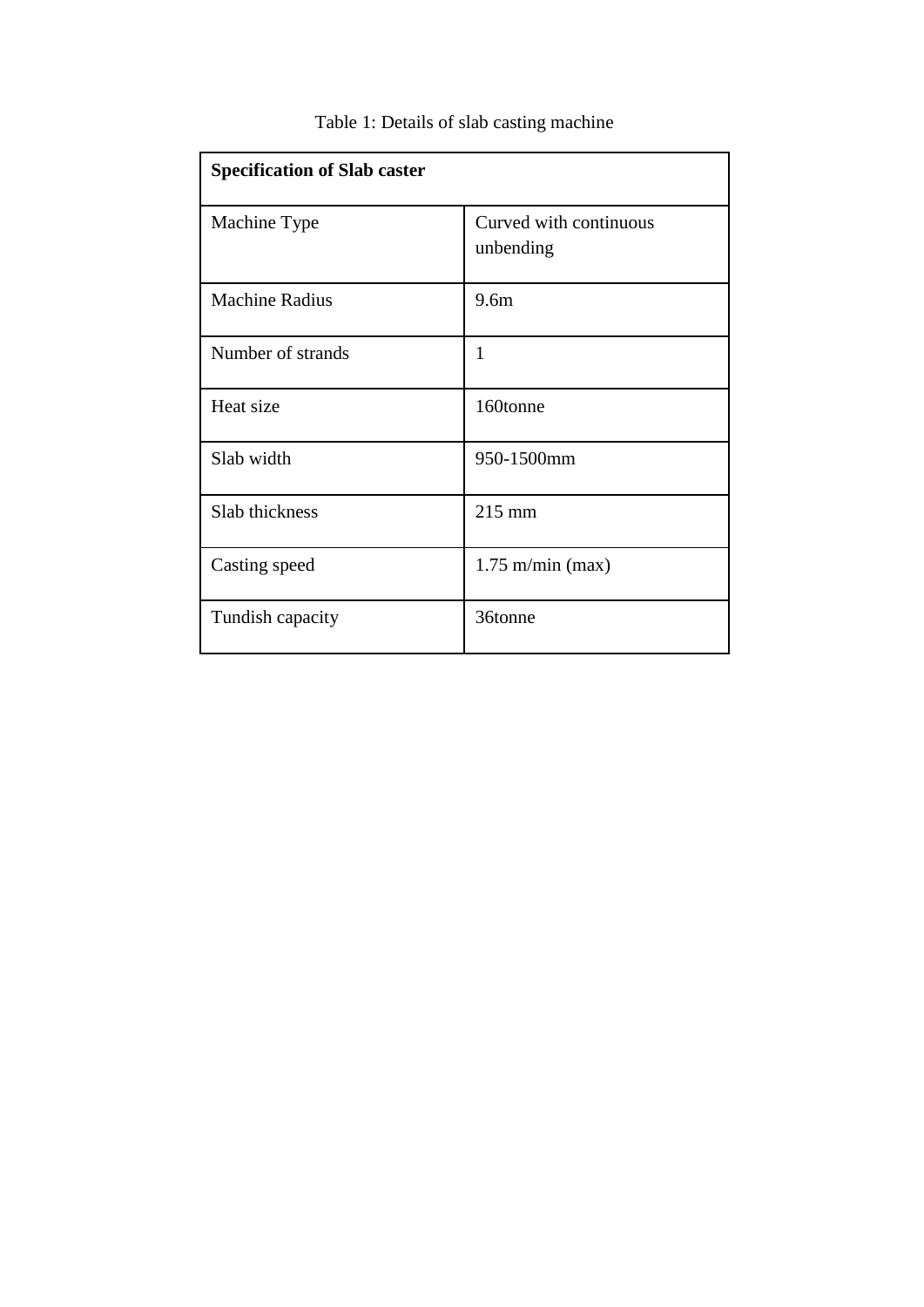Table 1: Details of slab casting machine

| **Specification of Slab caster** | |
|---|---|
| Machine Type | Curved with continuous unbending |
| Machine Radius | 9.6m |
| Number of strands | 1 |
| Heat size | 160tonne |
| Slab width | 950-1500mm |
| Slab thickness | 215 mm |
| Casting speed | 1.75 m/min (max) |
| Tundish capacity | 36tonne |